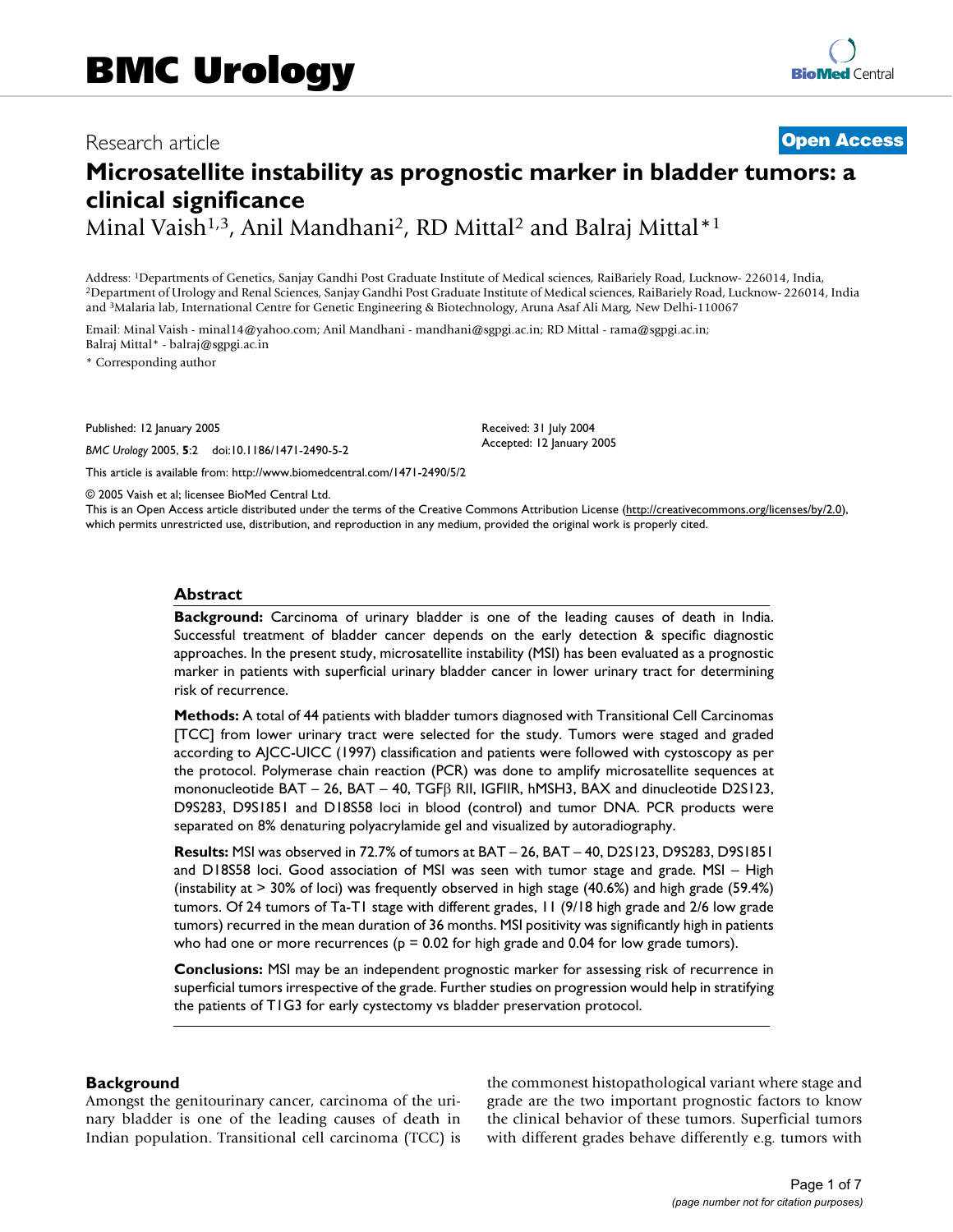BMC Urology

Research article

**Open Access**

# Microsatellite instability as prognostic marker in bladder tumors: a clinical significance

Minal Vaish[1,3], Anil Mandhani[2], RD Mittal[2] and Balraj Mittal*[1]

Address: [1]Departments of Genetics, Sanjay Gandhi Post Graduate Institute of Medical sciences, RaiBariely Road, Lucknow- 226014, India, [2]Department of Urology and Renal Sciences, Sanjay Gandhi Post Graduate Institute of Medical sciences, RaiBariely Road, Lucknow- 226014, India and [3]Malaria lab, International Centre for Genetic Engineering & Biotechnology, Aruna Asaf Ali Marg, New Delhi-110067

Email: Minal Vaish - minal14@yahoo.com; Anil Mandhani - mandhani@sgpgi.ac.in; RD Mittal - rama@sgpgi.ac.in; Balraj Mittal* - balraj@sgpgi.ac.in

* Corresponding author

Published: 12 January 2005

*BMC Urology* 2005, **5**:2 doi:10.1186/1471-2490-5-2

Received: 31 July 2004
Accepted: 12 January 2005

This article is available from: http://www.biomedcentral.com/1471-2490/5/2

© 2005 Vaish et al; licensee BioMed Central Ltd.
This is an Open Access article distributed under the terms of the Creative Commons Attribution License (http://creativecommons.org/licenses/by/2.0), which permits unrestricted use, distribution, and reproduction in any medium, provided the original work is properly cited.

## Abstract

**Background:** Carcinoma of urinary bladder is one of the leading causes of death in India. Successful treatment of bladder cancer depends on the early detection & specific diagnostic approaches. In the present study, microsatellite instability (MSI) has been evaluated as a prognostic marker in patients with superficial urinary bladder cancer in lower urinary tract for determining risk of recurrence.

**Methods:** A total of 44 patients with bladder tumors diagnosed with Transitional Cell Carcinomas [TCC] from lower urinary tract were selected for the study. Tumors were staged and graded according to AJCC-UICC (1997) classification and patients were followed with cystoscopy as per the protocol. Polymerase chain reaction (PCR) was done to amplify microsatellite sequences at mononucleotide BAT – 26, BAT – 40, TGFβ RII, IGFIIR, hMSH3, BAX and dinucleotide D2S123, D9S283, D9S1851 and D18S58 loci in blood (control) and tumor DNA. PCR products were separated on 8% denaturing polyacrylamide gel and visualized by autoradiography.

**Results:** MSI was observed in 72.7% of tumors at BAT – 26, BAT – 40, D2S123, D9S283, D9S1851 and D18S58 loci. Good association of MSI was seen with tumor stage and grade. MSI – High (instability at > 30% of loci) was frequently observed in high stage (40.6%) and high grade (59.4%) tumors. Of 24 tumors of Ta-T1 stage with different grades, 11 (9/18 high grade and 2/6 low grade tumors) recurred in the mean duration of 36 months. MSI positivity was significantly high in patients who had one or more recurrences ($p = 0.02$ for high grade and 0.04 for low grade tumors).

**Conclusions:** MSI may be an independent prognostic marker for assessing risk of recurrence in superficial tumors irrespective of the grade. Further studies on progression would help in stratifying the patients of T1G3 for early cystectomy vs bladder preservation protocol.

## Background

Amongst the genitourinary cancer, carcinoma of the urinary bladder is one of the leading causes of death in Indian population. Transitional cell carcinoma (TCC) is the commonest histopathological variant where stage and grade are the two important prognostic factors to know the clinical behavior of these tumors. Superficial tumors with different grades behave differently e.g. tumors with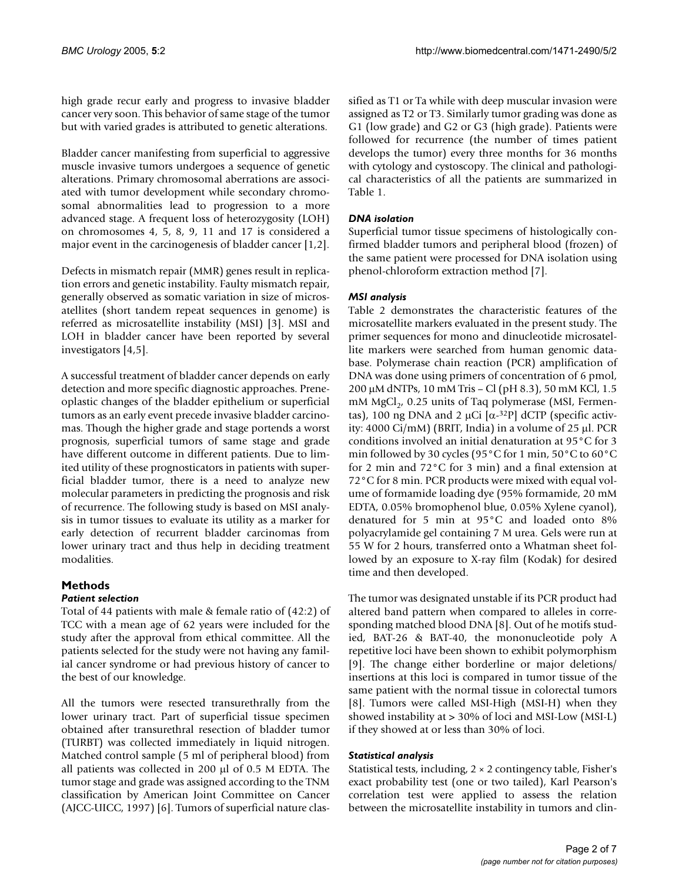high grade recur early and progress to invasive bladder cancer very soon. This behavior of same stage of the tumor but with varied grades is attributed to genetic alterations.

Bladder cancer manifesting from superficial to aggressive muscle invasive tumors undergoes a sequence of genetic alterations. Primary chromosomal aberrations are associated with tumor development while secondary chromosomal abnormalities lead to progression to a more advanced stage. A frequent loss of heterozygosity (LOH) on chromosomes 4, 5, 8, 9, 11 and 17 is considered a major event in the carcinogenesis of bladder cancer [1,2].

Defects in mismatch repair (MMR) genes result in replication errors and genetic instability. Faulty mismatch repair, generally observed as somatic variation in size of microsatellites (short tandem repeat sequences in genome) is referred as microsatellite instability (MSI) [3]. MSI and LOH in bladder cancer have been reported by several investigators [4,5].

A successful treatment of bladder cancer depends on early detection and more specific diagnostic approaches. Preneoplastic changes of the bladder epithelium or superficial tumors as an early event precede invasive bladder carcinomas. Though the higher grade and stage portends a worst prognosis, superficial tumors of same stage and grade have different outcome in different patients. Due to limited utility of these prognosticators in patients with superficial bladder tumor, there is a need to analyze new molecular parameters in predicting the prognosis and risk of recurrence. The following study is based on MSI analysis in tumor tissues to evaluate its utility as a marker for early detection of recurrent bladder carcinomas from lower urinary tract and thus help in deciding treatment modalities.

## Methods

### *Patient selection*

Total of 44 patients with male & female ratio of (42:2) of TCC with a mean age of 62 years were included for the study after the approval from ethical committee. All the patients selected for the study were not having any familial cancer syndrome or had previous history of cancer to the best of our knowledge.

All the tumors were resected transurethrally from the lower urinary tract. Part of superficial tissue specimen obtained after transurethral resection of bladder tumor (TURBT) was collected immediately in liquid nitrogen. Matched control sample (5 ml of peripheral blood) from all patients was collected in 200 μl of 0.5 M EDTA. The tumor stage and grade was assigned according to the TNM classification by American Joint Committee on Cancer (AJCC-UICC, 1997) [6]. Tumors of superficial nature classified as T1 or Ta while with deep muscular invasion were assigned as T2 or T3. Similarly tumor grading was done as G1 (low grade) and G2 or G3 (high grade). Patients were followed for recurrence (the number of times patient develops the tumor) every three months for 36 months with cytology and cystoscopy. The clinical and pathological characteristics of all the patients are summarized in Table 1.

### *DNA isolation*

Superficial tumor tissue specimens of histologically confirmed bladder tumors and peripheral blood (frozen) of the same patient were processed for DNA isolation using phenol-chloroform extraction method [7].

### *MSI analysis*

Table 2 demonstrates the characteristic features of the microsatellite markers evaluated in the present study. The primer sequences for mono and dinucleotide microsatellite markers were searched from human genomic database. Polymerase chain reaction (PCR) amplification of DNA was done using primers of concentration of 6 pmol, 200 μM dNTPs, 10 mM Tris – Cl (pH 8.3), 50 mM KCl, 1.5 mM $MgCl_2$, 0.25 units of Taq polymerase (MSI, Fermentas), 100 ng DNA and 2 μCi [$\alpha$-$^{32}$P] dCTP (specific activity: 4000 Ci/mM) (BRIT, India) in a volume of 25 μl. PCR conditions involved an initial denaturation at 95°C for 3 min followed by 30 cycles (95°C for 1 min, 50°C to 60°C for 2 min and 72°C for 3 min) and a final extension at 72°C for 8 min. PCR products were mixed with equal volume of formamide loading dye (95% formamide, 20 mM EDTA, 0.05% bromophenol blue, 0.05% Xylene cyanol), denatured for 5 min at 95°C and loaded onto 8% polyacrylamide gel containing 7 M urea. Gels were run at 55 W for 2 hours, transferred onto a Whatman sheet followed by an exposure to X-ray film (Kodak) for desired time and then developed.

The tumor was designated unstable if its PCR product had altered band pattern when compared to alleles in corresponding matched blood DNA [8]. Out of he motifs studied, BAT-26 & BAT-40, the mononucleotide poly A repetitive loci have been shown to exhibit polymorphism [9]. The change either borderline or major deletions/insertions at this loci is compared in tumor tissue of the same patient with the normal tissue in colorectal tumors [8]. Tumors were called MSI-High (MSI-H) when they showed instability at > 30% of loci and MSI-Low (MSI-L) if they showed at or less than 30% of loci.

### *Statistical analysis*

Statistical tests, including, 2 × 2 contingency table, Fisher's exact probability test (one or two tailed), Karl Pearson's correlation test were applied to assess the relation between the microsatellite instability in tumors and clin-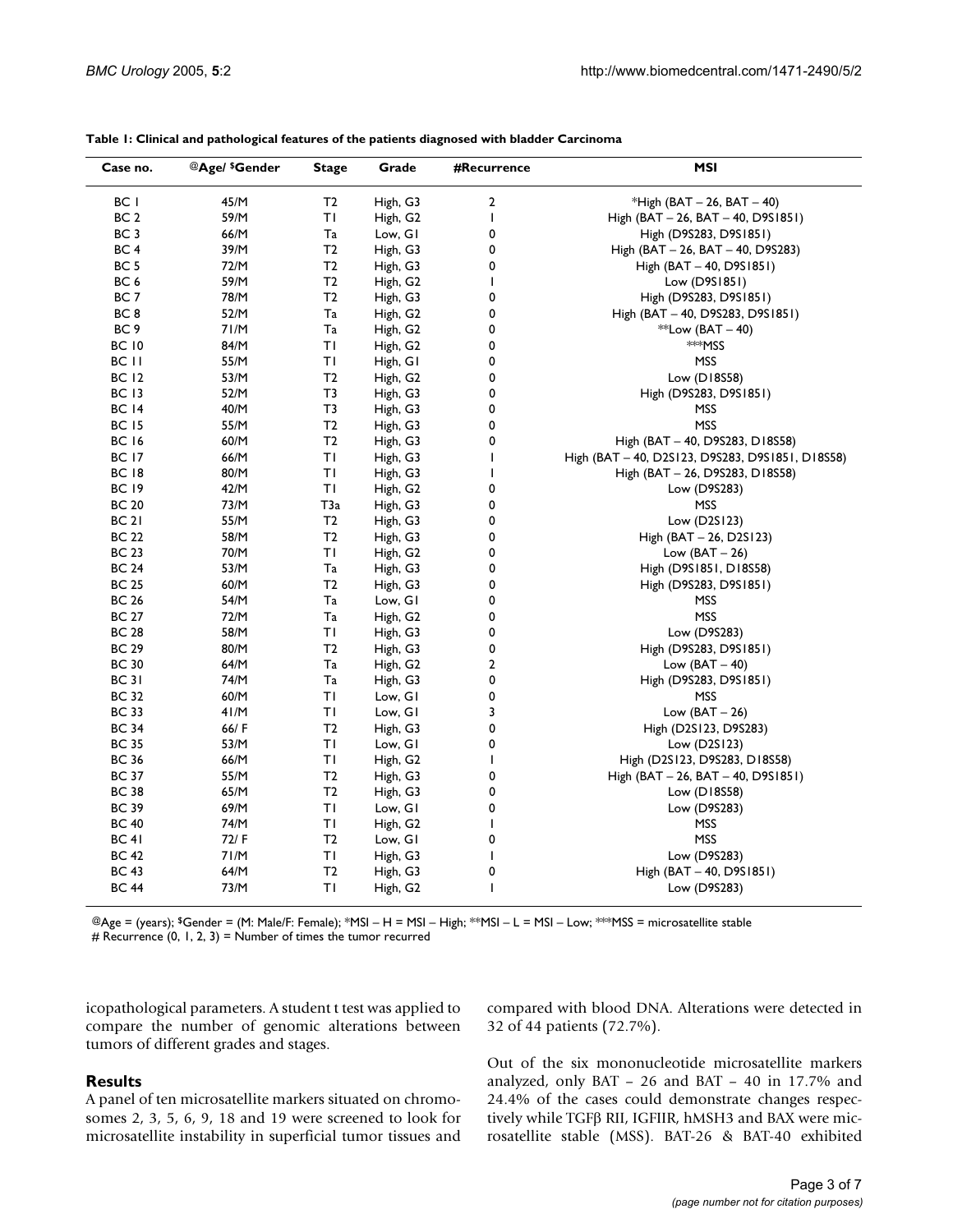**Table 1: Clinical and pathological features of the patients diagnosed with bladder Carcinoma**

| Case no. | @Age/ $Gender | Stage | Grade | #Recurrence | MSI |
|---|---|---|---|---|---|
| BC 1 | 45/M | T2 | High, G3 | 2 | *High (BAT – 26, BAT – 40) |
| BC 2 | 59/M | T1 | High, G2 | 1 | High (BAT – 26, BAT – 40, D9S1851) |
| BC 3 | 66/M | Ta | Low, G1 | 0 | High (D9S283, D9S1851) |
| BC 4 | 39/M | T2 | High, G3 | 0 | High (BAT – 26, BAT – 40, D9S283) |
| BC 5 | 72/M | T2 | High, G3 | 0 | High (BAT – 40, D9S1851) |
| BC 6 | 59/M | T2 | High, G2 | 1 | Low (D9S1851) |
| BC 7 | 78/M | T2 | High, G3 | 0 | High (D9S283, D9S1851) |
| BC 8 | 52/M | Ta | High, G2 | 0 | High (BAT – 40, D9S283, D9S1851) |
| BC 9 | 71/M | Ta | High, G2 | 0 | **Low (BAT – 40) |
| BC 10 | 84/M | T1 | High, G2 | 0 | ***MSS |
| BC 11 | 55/M | T1 | High, G1 | 0 | MSS |
| BC 12 | 53/M | T2 | High, G2 | 0 | Low (D18S58) |
| BC 13 | 52/M | T3 | High, G3 | 0 | High (D9S283, D9S1851) |
| BC 14 | 40/M | T3 | High, G3 | 0 | MSS |
| BC 15 | 55/M | T2 | High, G3 | 0 | MSS |
| BC 16 | 60/M | T2 | High, G3 | 0 | High (BAT – 40, D9S283, D18S58) |
| BC 17 | 66/M | T1 | High, G3 | 1 | High (BAT – 40, D2S123, D9S283, D9S1851, D18S58) |
| BC 18 | 80/M | T1 | High, G3 | 1 | High (BAT – 26, D9S283, D18S58) |
| BC 19 | 42/M | T1 | High, G2 | 0 | Low (D9S283) |
| BC 20 | 73/M | T3a | High, G3 | 0 | MSS |
| BC 21 | 55/M | T2 | High, G3 | 0 | Low (D2S123) |
| BC 22 | 58/M | T2 | High, G3 | 0 | High (BAT – 26, D2S123) |
| BC 23 | 70/M | T1 | High, G2 | 0 | Low (BAT – 26) |
| BC 24 | 53/M | Ta | High, G3 | 0 | High (D9S1851, D18S58) |
| BC 25 | 60/M | T2 | High, G3 | 0 | High (D9S283, D9S1851) |
| BC 26 | 54/M | Ta | Low, G1 | 0 | MSS |
| BC 27 | 72/M | Ta | High, G2 | 0 | MSS |
| BC 28 | 58/M | T1 | High, G3 | 0 | Low (D9S283) |
| BC 29 | 80/M | T2 | High, G3 | 0 | High (D9S283, D9S1851) |
| BC 30 | 64/M | Ta | High, G2 | 2 | Low (BAT – 40) |
| BC 31 | 74/M | Ta | High, G3 | 0 | High (D9S283, D9S1851) |
| BC 32 | 60/M | T1 | Low, G1 | 0 | MSS |
| BC 33 | 41/M | T1 | Low, G1 | 3 | Low (BAT – 26) |
| BC 34 | 66/ F | T2 | High, G3 | 0 | High (D2S123, D9S283) |
| BC 35 | 53/M | T1 | Low, G1 | 0 | Low (D2S123) |
| BC 36 | 66/M | T1 | High, G2 | 1 | High (D2S123, D9S283, D18S58) |
| BC 37 | 55/M | T2 | High, G3 | 0 | High (BAT – 26, BAT – 40, D9S1851) |
| BC 38 | 65/M | T2 | High, G3 | 0 | Low (D18S58) |
| BC 39 | 69/M | T1 | Low, G1 | 0 | Low (D9S283) |
| BC 40 | 74/M | T1 | High, G2 | 1 | MSS |
| BC 41 | 72/ F | T2 | Low, G1 | 0 | MSS |
| BC 42 | 71/M | T1 | High, G3 | 1 | Low (D9S283) |
| BC 43 | 64/M | T2 | High, G3 | 0 | High (BAT – 40, D9S1851) |
| BC 44 | 73/M | T1 | High, G2 | 1 | Low (D9S283) |

@Age = (years); $Gender = (M: Male/F: Female); *MSI – H = MSI – High; **MSI – L = MSI – Low; ***MSS = microsatellite stable
# Recurrence (0, 1, 2, 3) = Number of times the tumor recurred

icopathological parameters. A student t test was applied to compare the number of genomic alterations between tumors of different grades and stages.

## Results

A panel of ten microsatellite markers situated on chromosomes 2, 3, 5, 6, 9, 18 and 19 were screened to look for microsatellite instability in superficial tumor tissues and compared with blood DNA. Alterations were detected in 32 of 44 patients (72.7%).

Out of the six mononucleotide microsatellite markers analyzed, only BAT – 26 and BAT – 40 in 17.7% and 24.4% of the cases could demonstrate changes respectively while TGFβ RII, IGFIIR, hMSH3 and BAX were microsatellite stable (MSS). BAT-26 & BAT-40 exhibited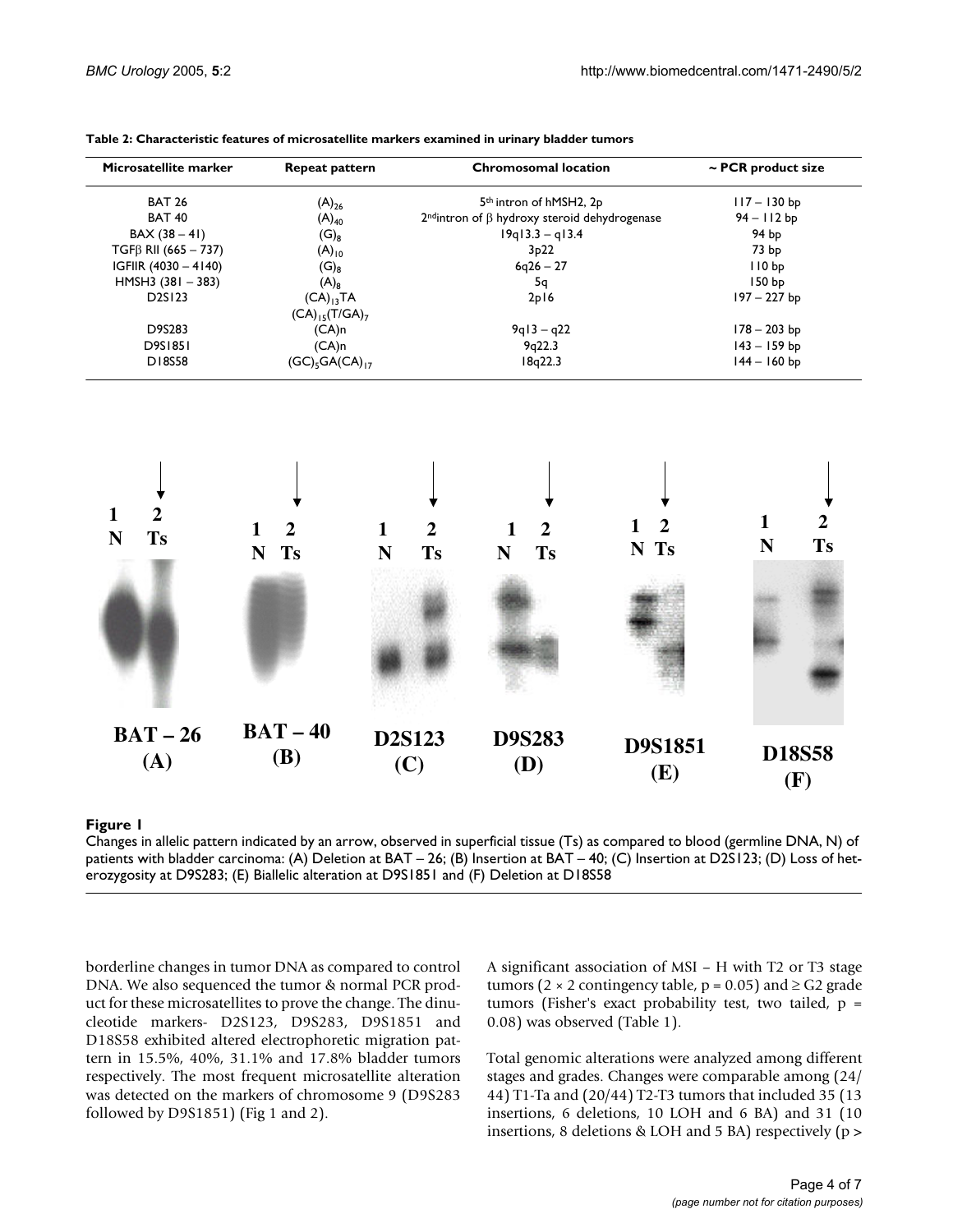**Table 2: Characteristic features of microsatellite markers examined in urinary bladder tumors**

| Microsatellite marker | Repeat pattern | Chromosomal location | ~ PCR product size |
|---|---|---|---|
| BAT 26 | $(A)_{26}$ | 5th intron of hMSH2, 2p | 117 – 130 bp |
| BAT 40 | $(A)_{40}$ | 2nd intron of β hydroxy steroid dehydrogenase | 94 – 112 bp |
| BAX (38 – 41) | $(G)_8$ | 19q13.3 – q13.4 | 94 bp |
| TGFβ RII (665 – 737) | $(A)_{10}$ | 3p22 | 73 bp |
| IGFIIR (4030 – 4140) | $(G)_8$ | 6q26 – 27 | 110 bp |
| HMSH3 (381 – 383) | $(A)_8$ | 5q | 150 bp |
| D2S123 | $(CA)_{13}TA$ $(CA)_{15}(T/GA)_7$ | 2p16 | 197 – 227 bp |
| D9S283 | (CA)n | 9q13 – q22 | 178 – 203 bp |
| D9S1851 | (CA)n | 9q22.3 | 143 – 159 bp |
| D18S58 | $(GC)_5GA(CA)_{17}$ | 18q22.3 | 144 – 160 bp |

**Figure 1**

Changes in allelic pattern indicated by an arrow, observed in superficial tissue (Ts) as compared to blood (germline DNA, N) of patients with bladder carcinoma: (A) Deletion at BAT – 26; (B) Insertion at BAT – 40; (C) Insertion at D2S123; (D) Loss of heterozygosity at D9S283; (E) Biallelic alteration at D9S1851 and (F) Deletion at D18S58

borderline changes in tumor DNA as compared to control DNA. We also sequenced the tumor & normal PCR product for these microsatellites to prove the change. The dinucleotide markers- D2S123, D9S283, D9S1851 and D18S58 exhibited altered electrophoretic migration pattern in 15.5%, 40%, 31.1% and 17.8% bladder tumors respectively. The most frequent microsatellite alteration was detected on the markers of chromosome 9 (D9S283 followed by D9S1851) (Fig 1 and 2).

A significant association of MSI – H with T2 or T3 stage tumors (2 × 2 contingency table, $p = 0.05$) and ≥ G2 grade tumors (Fisher's exact probability test, two tailed, $p = 0.08$) was observed (Table 1).

Total genomic alterations were analyzed among different stages and grades. Changes were comparable among (24/44) T1-Ta and (20/44) T2-T3 tumors that included 35 (13 insertions, 6 deletions, 10 LOH and 6 BA) and 31 (10 insertions, 8 deletions & LOH and 5 BA) respectively (p >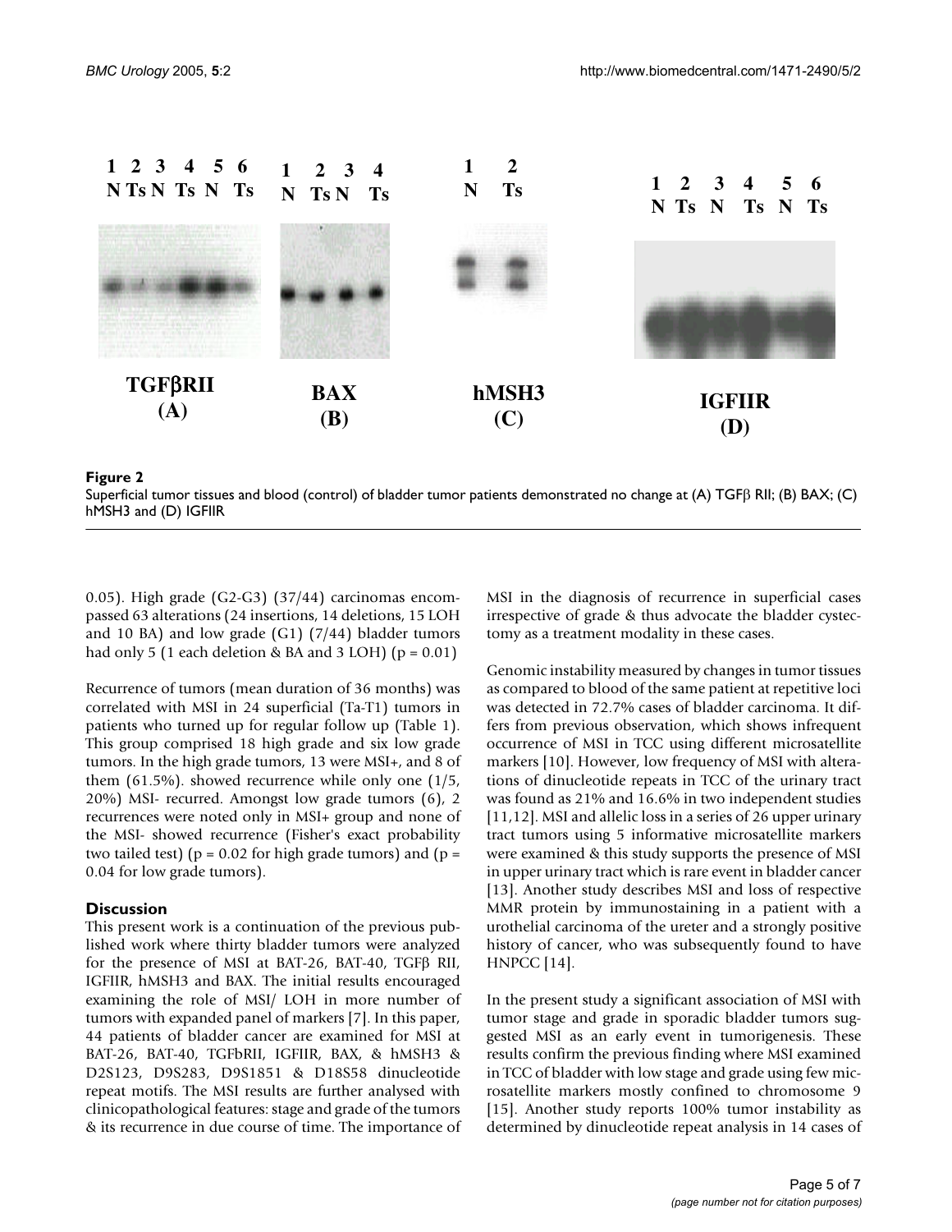**Figure 2**

Superficial tumor tissues and blood (control) of bladder tumor patients demonstrated no change at (A) TGFβ RII; (B) BAX; (C) hMSH3 and (D) IGFIIR

0.05). High grade (G2-G3) (37/44) carcinomas encompassed 63 alterations (24 insertions, 14 deletions, 15 LOH and 10 BA) and low grade (G1) (7/44) bladder tumors had only 5 (1 each deletion & BA and 3 LOH) ($p = 0.01$)

Recurrence of tumors (mean duration of 36 months) was correlated with MSI in 24 superficial (Ta-T1) tumors in patients who turned up for regular follow up (Table 1). This group comprised 18 high grade and six low grade tumors. In the high grade tumors, 13 were MSI+, and 8 of them (61.5%). showed recurrence while only one (1/5, 20%) MSI- recurred. Amongst low grade tumors (6), 2 recurrences were noted only in MSI+ group and none of the MSI- showed recurrence (Fisher's exact probability two tailed test) ($p = 0.02$ for high grade tumors) and ($p = 0.04$ for low grade tumors).

## Discussion

This present work is a continuation of the previous published work where thirty bladder tumors were analyzed for the presence of MSI at BAT-26, BAT-40, TGFβ RII, IGFIIR, hMSH3 and BAX. The initial results encouraged examining the role of MSI/ LOH in more number of tumors with expanded panel of markers [7]. In this paper, 44 patients of bladder cancer are examined for MSI at BAT-26, BAT-40, TGFbRII, IGFIIR, BAX, & hMSH3 & D2S123, D9S283, D9S1851 & D18S58 dinucleotide repeat motifs. The MSI results are further analysed with clinicopathological features: stage and grade of the tumors & its recurrence in due course of time. The importance of MSI in the diagnosis of recurrence in superficial cases irrespective of grade & thus advocate the bladder cystectomy as a treatment modality in these cases.

Genomic instability measured by changes in tumor tissues as compared to blood of the same patient at repetitive loci was detected in 72.7% cases of bladder carcinoma. It differs from previous observation, which shows infrequent occurrence of MSI in TCC using different microsatellite markers [10]. However, low frequency of MSI with alterations of dinucleotide repeats in TCC of the urinary tract was found as 21% and 16.6% in two independent studies [11,12]. MSI and allelic loss in a series of 26 upper urinary tract tumors using 5 informative microsatellite markers were examined & this study supports the presence of MSI in upper urinary tract which is rare event in bladder cancer [13]. Another study describes MSI and loss of respective MMR protein by immunostaining in a patient with a urothelial carcinoma of the ureter and a strongly positive history of cancer, who was subsequently found to have HNPCC [14].

In the present study a significant association of MSI with tumor stage and grade in sporadic bladder tumors suggested MSI as an early event in tumorigenesis. These results confirm the previous finding where MSI examined in TCC of bladder with low stage and grade using few microsatellite markers mostly confined to chromosome 9 [15]. Another study reports 100% tumor instability as determined by dinucleotide repeat analysis in 14 cases of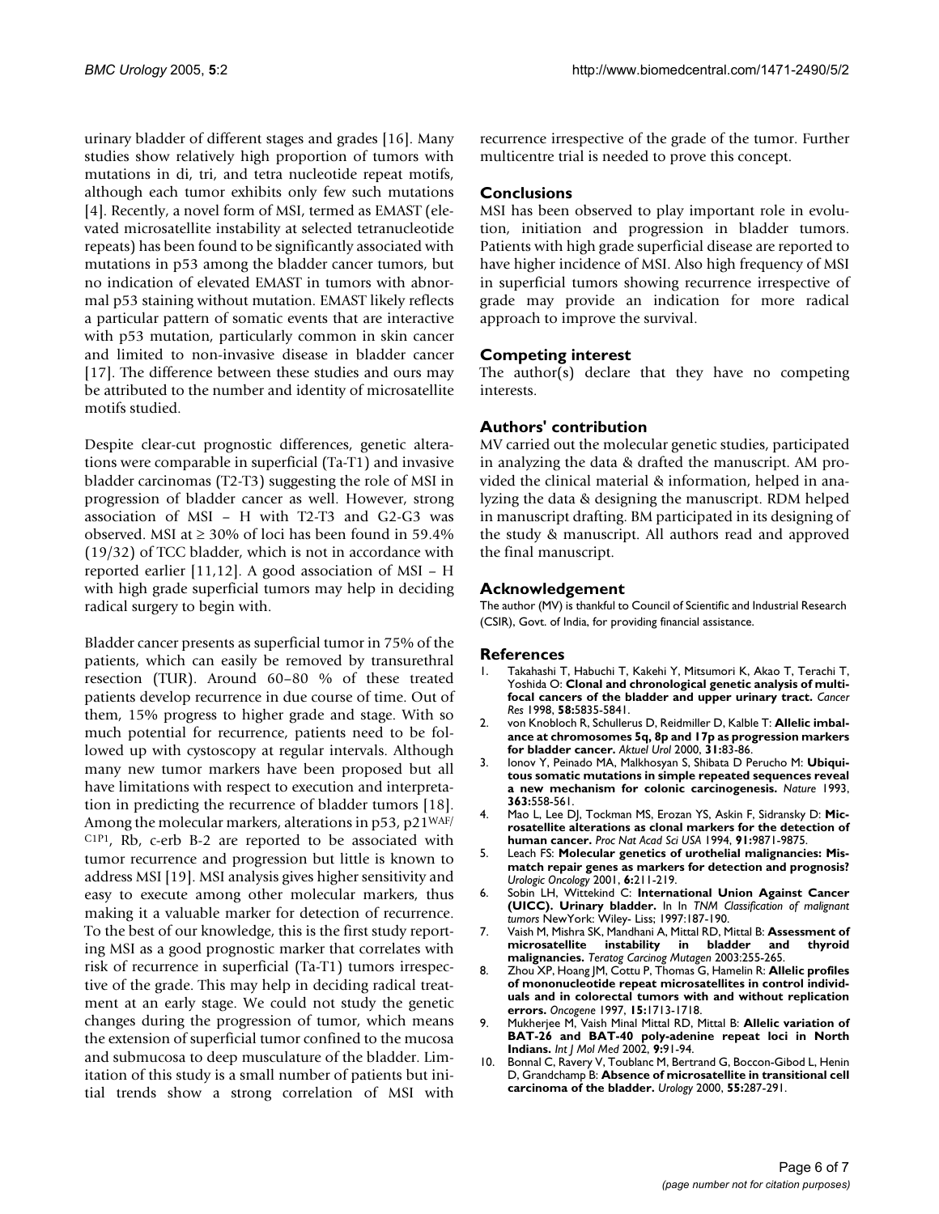urinary bladder of different stages and grades [16]. Many studies show relatively high proportion of tumors with mutations in di, tri, and tetra nucleotide repeat motifs, although each tumor exhibits only few such mutations [4]. Recently, a novel form of MSI, termed as EMAST (elevated microsatellite instability at selected tetranucleotide repeats) has been found to be significantly associated with mutations in p53 among the bladder cancer tumors, but no indication of elevated EMAST in tumors with abnormal p53 staining without mutation. EMAST likely reflects a particular pattern of somatic events that are interactive with p53 mutation, particularly common in skin cancer and limited to non-invasive disease in bladder cancer [17]. The difference between these studies and ours may be attributed to the number and identity of microsatellite motifs studied.

Despite clear-cut prognostic differences, genetic alterations were comparable in superficial (Ta-T1) and invasive bladder carcinomas (T2-T3) suggesting the role of MSI in progression of bladder cancer as well. However, strong association of MSI – H with T2-T3 and G2-G3 was observed. MSI at ≥ 30% of loci has been found in 59.4% (19/32) of TCC bladder, which is not in accordance with reported earlier [11,12]. A good association of MSI – H with high grade superficial tumors may help in deciding radical surgery to begin with.

Bladder cancer presents as superficial tumor in 75% of the patients, which can easily be removed by transurethral resection (TUR). Around 60–80 % of these treated patients develop recurrence in due course of time. Out of them, 15% progress to higher grade and stage. With so much potential for recurrence, patients need to be followed up with cystoscopy at regular intervals. Although many new tumor markers have been proposed but all have limitations with respect to execution and interpretation in predicting the recurrence of bladder tumors [18]. Among the molecular markers, alterations in p53, $p21^{WAF/C1P1}$, Rb, c-erb B-2 are reported to be associated with tumor recurrence and progression but little is known to address MSI [19]. MSI analysis gives higher sensitivity and easy to execute among other molecular markers, thus making it a valuable marker for detection of recurrence. To the best of our knowledge, this is the first study reporting MSI as a good prognostic marker that correlates with risk of recurrence in superficial (Ta-T1) tumors irrespective of the grade. This may help in deciding radical treatment at an early stage. We could not study the genetic changes during the progression of tumor, which means the extension of superficial tumor confined to the mucosa and submucosa to deep musculature of the bladder. Limitation of this study is a small number of patients but initial trends show a strong correlation of MSI with recurrence irrespective of the grade of the tumor. Further multicentre trial is needed to prove this concept.

## Conclusions

MSI has been observed to play important role in evolution, initiation and progression in bladder tumors. Patients with high grade superficial disease are reported to have higher incidence of MSI. Also high frequency of MSI in superficial tumors showing recurrence irrespective of grade may provide an indication for more radical approach to improve the survival.

## Competing interest

The author(s) declare that they have no competing interests.

## Authors' contribution

MV carried out the molecular genetic studies, participated in analyzing the data & drafted the manuscript. AM provided the clinical material & information, helped in analyzing the data & designing the manuscript. RDM helped in manuscript drafting. BM participated in its designing of the study & manuscript. All authors read and approved the final manuscript.

## Acknowledgement

The author (MV) is thankful to Council of Scientific and Industrial Research (CSIR), Govt. of India, for providing financial assistance.

## References

1. Takahashi T, Habuchi T, Kakehi Y, Mitsumori K, Akao T, Terachi T, Yoshida O: **Clonal and chronological genetic analysis of multifocal cancers of the bladder and upper urinary tract.** *Cancer Res* 1998, **58:**5835-5841.
2. von Knobloch R, Schullerus D, Reidmiller D, Kalble T: **Allelic imbalance at chromosomes 5q, 8p and 17p as progression markers for bladder cancer.** *Aktuel Urol* 2000, **31:**83-86.
3. Ionov Y, Peinado MA, Malkhosyan S, Shibata D Perucho M: **Ubiquitous somatic mutations in simple repeated sequences reveal a new mechanism for colonic carcinogenesis.** *Nature* 1993, **363:**558-561.
4. Mao L, Lee DJ, Tockman MS, Erozan YS, Askin F, Sidransky D: **Microsatellite alterations as clonal markers for the detection of human cancer.** *Proc Nat Acad Sci USA* 1994, **91:**9871-9875.
5. Leach FS: **Molecular genetics of urothelial malignancies: Mismatch repair genes as markers for detection and prognosis?** *Urologic Oncology* 2001, **6:**211-219.
6. Sobin LH, Wittekind C: **International Union Against Cancer (UICC). Urinary bladder.** In In *TNM Classification of malignant tumors* NewYork: Wiley- Liss; 1997:187-190.
7. Vaish M, Mishra SK, Mandhani A, Mittal RD, Mittal B: **Assessment of microsatellite instability in bladder and thyroid malignancies.** *Teratog Carcinog Mutagen* 2003:255-265.
8. Zhou XP, Hoang JM, Cottu P, Thomas G, Hamelin R: **Allelic profiles of mononucleotide repeat microsatellites in control individuals and in colorectal tumors with and without replication errors.** *Oncogene* 1997, **15:**1713-1718.
9. Mukherjee M, Vaish Minal Mittal RD, Mittal B: **Allelic variation of BAT-26 and BAT-40 poly-adenine repeat loci in North Indians.** *Int J Mol Med* 2002, **9:**91-94.
10. Bonnal C, Ravery V, Toublanc M, Bertrand G, Boccon-Gibod L, Henin D, Grandchamp B: **Absence of microsatellite in transitional cell carcinoma of the bladder.** *Urology* 2000, **55:**287-291.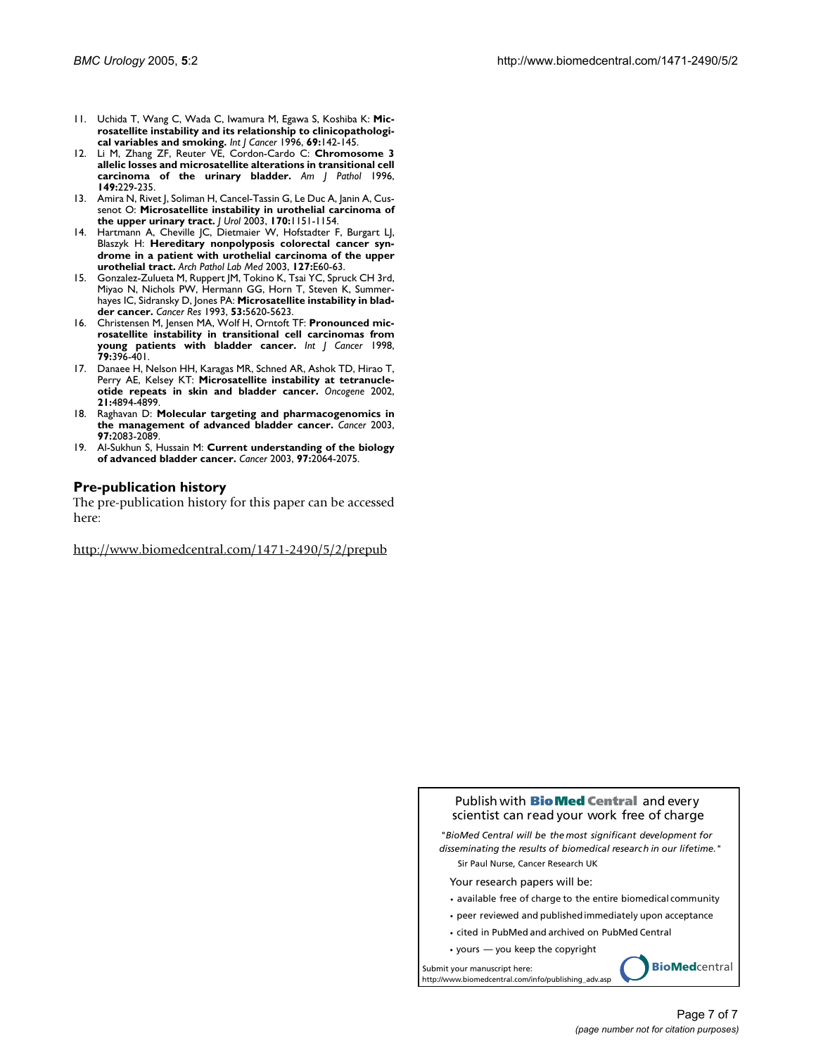11. Uchida T, Wang C, Wada C, Iwamura M, Egawa S, Koshiba K: **Microsatellite instability and its relationship to clinicopathological variables and smoking.** *Int J Cancer* 1996, **69:**142-145.
12. Li M, Zhang ZF, Reuter VE, Cordon-Cardo C: **Chromosome 3 allelic losses and microsatellite alterations in transitional cell carcinoma of the urinary bladder.** *Am J Pathol* 1996, **149:**229-235.
13. Amira N, Rivet J, Soliman H, Cancel-Tassin G, Le Duc A, Janin A, Cussenot O: **Microsatellite instability in urothelial carcinoma of the upper urinary tract.** *J Urol* 2003, **170:**1151-1154.
14. Hartmann A, Cheville JC, Dietmaier W, Hofstadter F, Burgart LJ, Blaszyk H: **Hereditary nonpolyposis colorectal cancer syndrome in a patient with urothelial carcinoma of the upper urothelial tract.** *Arch Pathol Lab Med* 2003, **127:**E60-63.
15. Gonzalez-Zulueta M, Ruppert JM, Tokino K, Tsai YC, Spruck CH 3rd, Miyao N, Nichols PW, Hermann GG, Horn T, Steven K, Summerhayes IC, Sidransky D, Jones PA: **Microsatellite instability in bladder cancer.** *Cancer Res* 1993, **53:**5620-5623.
16. Christensen M, Jensen MA, Wolf H, Orntoft TF: **Pronounced microsatellite instability in transitional cell carcinomas from young patients with bladder cancer.** *Int J Cancer* 1998, **79:**396-401.
17. Danaee H, Nelson HH, Karagas MR, Schned AR, Ashok TD, Hirao T, Perry AE, Kelsey KT: **Microsatellite instability at tetranucleotide repeats in skin and bladder cancer.** *Oncogene* 2002, **21:**4894-4899.
18. Raghavan D: **Molecular targeting and pharmacogenomics in the management of advanced bladder cancer.** *Cancer* 2003, **97:**2083-2089.
19. Al-Sukhun S, Hussain M: **Current understanding of the biology of advanced bladder cancer.** *Cancer* 2003, **97:**2064-2075.

## Pre-publication history

The pre-publication history for this paper can be accessed here:

http://www.biomedcentral.com/1471-2490/5/2/prepub

Publish with **BioMed Central** and every scientist can read your work free of charge

*"BioMed Central will be the most significant development for disseminating the results of biomedical research in our lifetime."*

Sir Paul Nurse, Cancer Research UK

Your research papers will be:

- available free of charge to the entire biomedical community
- peer reviewed and published immediately upon acceptance
- cited in PubMed and archived on PubMed Central
- yours — you keep the copyright

Submit your manuscript here:
http://www.biomedcentral.com/info/publishing_adv.asp

**BioMed**central